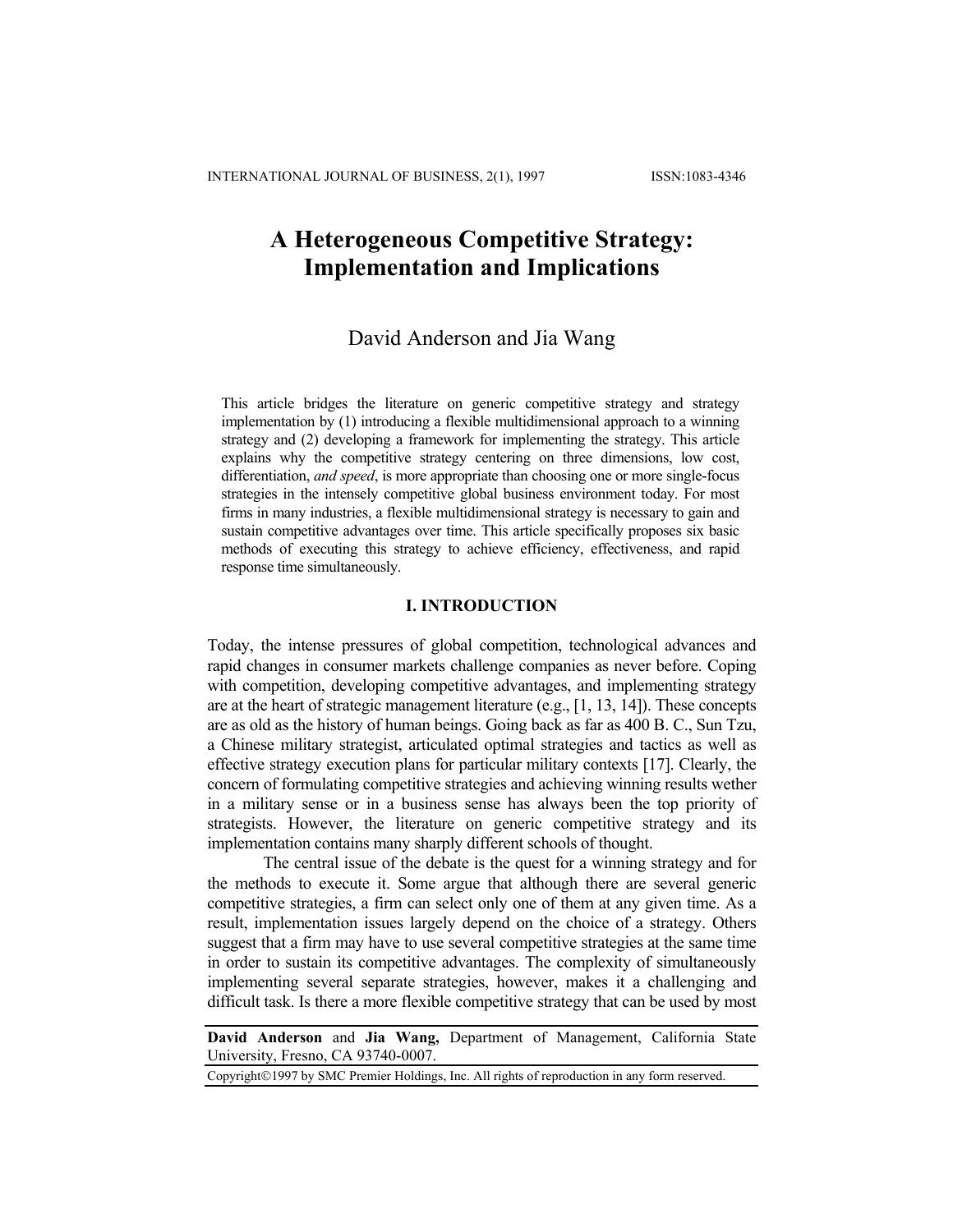# A Heterogeneous Competitive Strategy: Implementation and Implications

David Anderson and Jia Wang

This article bridges the literature on generic competitive strategy and strategy implementation by (1) introducing a flexible multidimensional approach to a winning strategy and (2) developing a framework for implementing the strategy. This article explains why the competitive strategy centering on three dimensions, low cost, differentiation, *and speed*, is more appropriate than choosing one or more single-focus strategies in the intensely competitive global business environment today. For most firms in many industries, a flexible multidimensional strategy is necessary to gain and sustain competitive advantages over time. This article specifically proposes six basic methods of executing this strategy to achieve efficiency, effectiveness, and rapid response time simultaneously.

## I. INTRODUCTION

Today, the intense pressures of global competition, technological advances and rapid changes in consumer markets challenge companies as never before. Coping with competition, developing competitive advantages, and implementing strategy are at the heart of strategic management literature (e.g., [1, 13, 14]). These concepts are as old as the history of human beings. Going back as far as 400 B. C., Sun Tzu, a Chinese military strategist, articulated optimal strategies and tactics as well as effective strategy execution plans for particular military contexts [17]. Clearly, the concern of formulating competitive strategies and achieving winning results wether in a military sense or in a business sense has always been the top priority of strategists. However, the literature on generic competitive strategy and its implementation contains many sharply different schools of thought.

The central issue of the debate is the quest for a winning strategy and for the methods to execute it. Some argue that although there are several generic competitive strategies, a firm can select only one of them at any given time. As a result, implementation issues largely depend on the choice of a strategy. Others suggest that a firm may have to use several competitive strategies at the same time in order to sustain its competitive advantages. The complexity of simultaneously implementing several separate strategies, however, makes it a challenging and difficult task. Is there a more flexible competitive strategy that can be used by most

**David Anderson** and **Jia Wang,** Department of Management, California State University, Fresno, CA 93740-0007.

Copyright©1997 by SMC Premier Holdings, Inc. All rights of reproduction in any form reserved.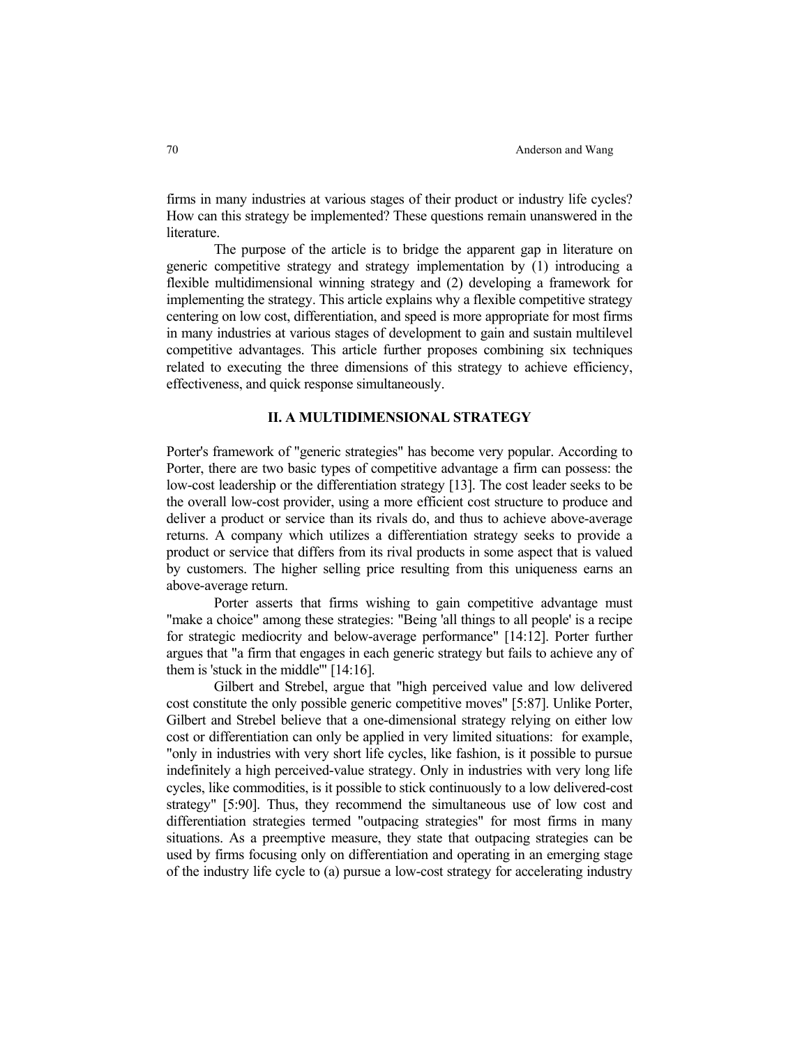firms in many industries at various stages of their product or industry life cycles? How can this strategy be implemented? These questions remain unanswered in the literature.

The purpose of the article is to bridge the apparent gap in literature on generic competitive strategy and strategy implementation by (1) introducing a flexible multidimensional winning strategy and (2) developing a framework for implementing the strategy. This article explains why a flexible competitive strategy centering on low cost, differentiation, and speed is more appropriate for most firms in many industries at various stages of development to gain and sustain multilevel competitive advantages. This article further proposes combining six techniques related to executing the three dimensions of this strategy to achieve efficiency, effectiveness, and quick response simultaneously.

## II. A MULTIDIMENSIONAL STRATEGY

Porter's framework of "generic strategies" has become very popular. According to Porter, there are two basic types of competitive advantage a firm can possess: the low-cost leadership or the differentiation strategy [13]. The cost leader seeks to be the overall low-cost provider, using a more efficient cost structure to produce and deliver a product or service than its rivals do, and thus to achieve above-average returns. A company which utilizes a differentiation strategy seeks to provide a product or service that differs from its rival products in some aspect that is valued by customers. The higher selling price resulting from this uniqueness earns an above-average return.

Porter asserts that firms wishing to gain competitive advantage must "make a choice" among these strategies: "Being 'all things to all people' is a recipe for strategic mediocrity and below-average performance" [14:12]. Porter further argues that "a firm that engages in each generic strategy but fails to achieve any of them is 'stuck in the middle'" [14:16].

Gilbert and Strebel, argue that "high perceived value and low delivered cost constitute the only possible generic competitive moves" [5:87]. Unlike Porter, Gilbert and Strebel believe that a one-dimensional strategy relying on either low cost or differentiation can only be applied in very limited situations: for example, "only in industries with very short life cycles, like fashion, is it possible to pursue indefinitely a high perceived-value strategy. Only in industries with very long life cycles, like commodities, is it possible to stick continuously to a low delivered-cost strategy" [5:90]. Thus, they recommend the simultaneous use of low cost and differentiation strategies termed "outpacing strategies" for most firms in many situations. As a preemptive measure, they state that outpacing strategies can be used by firms focusing only on differentiation and operating in an emerging stage of the industry life cycle to (a) pursue a low-cost strategy for accelerating industry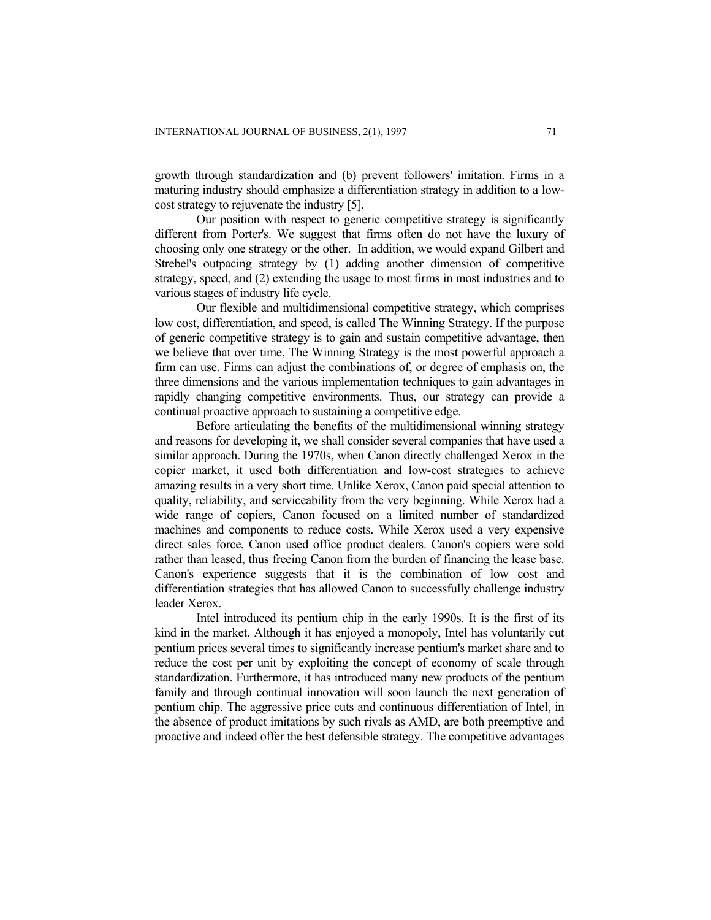growth through standardization and (b) prevent followers' imitation. Firms in a maturing industry should emphasize a differentiation strategy in addition to a low-cost strategy to rejuvenate the industry [5].

Our position with respect to generic competitive strategy is significantly different from Porter's. We suggest that firms often do not have the luxury of choosing only one strategy or the other. In addition, we would expand Gilbert and Strebel's outpacing strategy by (1) adding another dimension of competitive strategy, speed, and (2) extending the usage to most firms in most industries and to various stages of industry life cycle.

Our flexible and multidimensional competitive strategy, which comprises low cost, differentiation, and speed, is called The Winning Strategy. If the purpose of generic competitive strategy is to gain and sustain competitive advantage, then we believe that over time, The Winning Strategy is the most powerful approach a firm can use. Firms can adjust the combinations of, or degree of emphasis on, the three dimensions and the various implementation techniques to gain advantages in rapidly changing competitive environments. Thus, our strategy can provide a continual proactive approach to sustaining a competitive edge.

Before articulating the benefits of the multidimensional winning strategy and reasons for developing it, we shall consider several companies that have used a similar approach. During the 1970s, when Canon directly challenged Xerox in the copier market, it used both differentiation and low-cost strategies to achieve amazing results in a very short time. Unlike Xerox, Canon paid special attention to quality, reliability, and serviceability from the very beginning. While Xerox had a wide range of copiers, Canon focused on a limited number of standardized machines and components to reduce costs. While Xerox used a very expensive direct sales force, Canon used office product dealers. Canon's copiers were sold rather than leased, thus freeing Canon from the burden of financing the lease base. Canon's experience suggests that it is the combination of low cost and differentiation strategies that has allowed Canon to successfully challenge industry leader Xerox.

Intel introduced its pentium chip in the early 1990s. It is the first of its kind in the market. Although it has enjoyed a monopoly, Intel has voluntarily cut pentium prices several times to significantly increase pentium's market share and to reduce the cost per unit by exploiting the concept of economy of scale through standardization. Furthermore, it has introduced many new products of the pentium family and through continual innovation will soon launch the next generation of pentium chip. The aggressive price cuts and continuous differentiation of Intel, in the absence of product imitations by such rivals as AMD, are both preemptive and proactive and indeed offer the best defensible strategy. The competitive advantages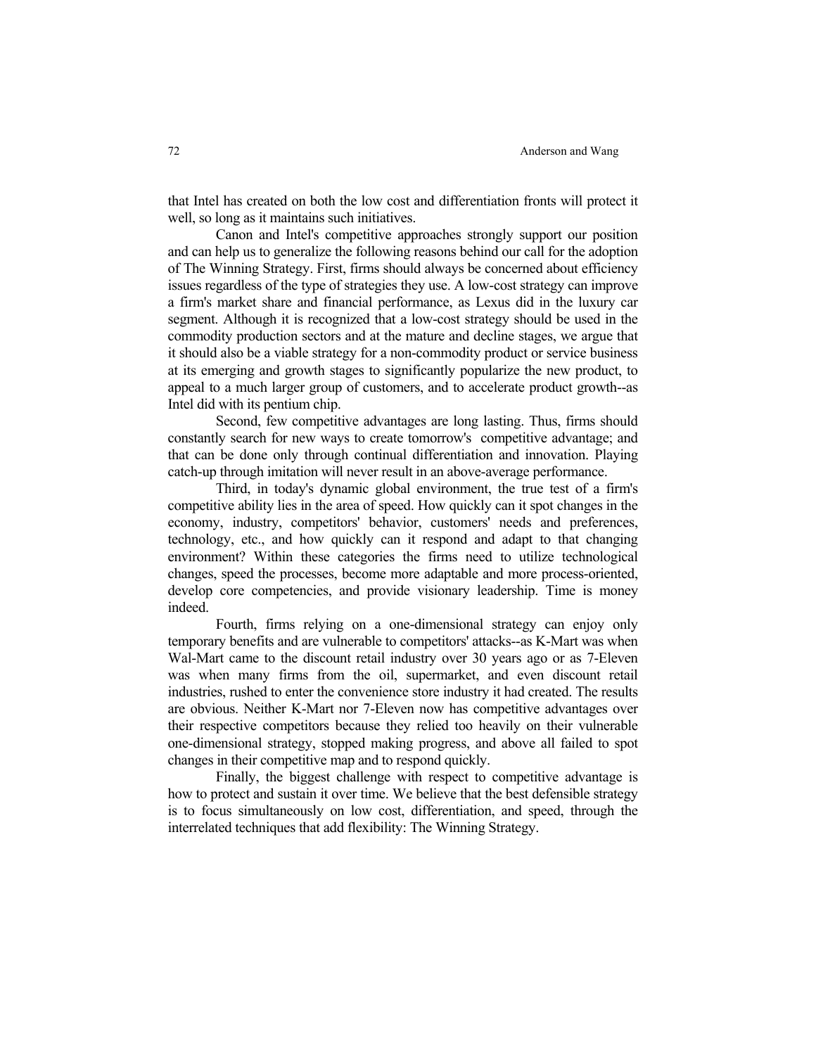that Intel has created on both the low cost and differentiation fronts will protect it well, so long as it maintains such initiatives.

Canon and Intel's competitive approaches strongly support our position and can help us to generalize the following reasons behind our call for the adoption of The Winning Strategy. First, firms should always be concerned about efficiency issues regardless of the type of strategies they use. A low-cost strategy can improve a firm's market share and financial performance, as Lexus did in the luxury car segment. Although it is recognized that a low-cost strategy should be used in the commodity production sectors and at the mature and decline stages, we argue that it should also be a viable strategy for a non-commodity product or service business at its emerging and growth stages to significantly popularize the new product, to appeal to a much larger group of customers, and to accelerate product growth--as Intel did with its pentium chip.

Second, few competitive advantages are long lasting. Thus, firms should constantly search for new ways to create tomorrow's competitive advantage; and that can be done only through continual differentiation and innovation. Playing catch-up through imitation will never result in an above-average performance.

Third, in today's dynamic global environment, the true test of a firm's competitive ability lies in the area of speed. How quickly can it spot changes in the economy, industry, competitors' behavior, customers' needs and preferences, technology, etc., and how quickly can it respond and adapt to that changing environment? Within these categories the firms need to utilize technological changes, speed the processes, become more adaptable and more process-oriented, develop core competencies, and provide visionary leadership. Time is money indeed.

Fourth, firms relying on a one-dimensional strategy can enjoy only temporary benefits and are vulnerable to competitors' attacks--as K-Mart was when Wal-Mart came to the discount retail industry over 30 years ago or as 7-Eleven was when many firms from the oil, supermarket, and even discount retail industries, rushed to enter the convenience store industry it had created. The results are obvious. Neither K-Mart nor 7-Eleven now has competitive advantages over their respective competitors because they relied too heavily on their vulnerable one-dimensional strategy, stopped making progress, and above all failed to spot changes in their competitive map and to respond quickly.

Finally, the biggest challenge with respect to competitive advantage is how to protect and sustain it over time. We believe that the best defensible strategy is to focus simultaneously on low cost, differentiation, and speed, through the interrelated techniques that add flexibility: The Winning Strategy.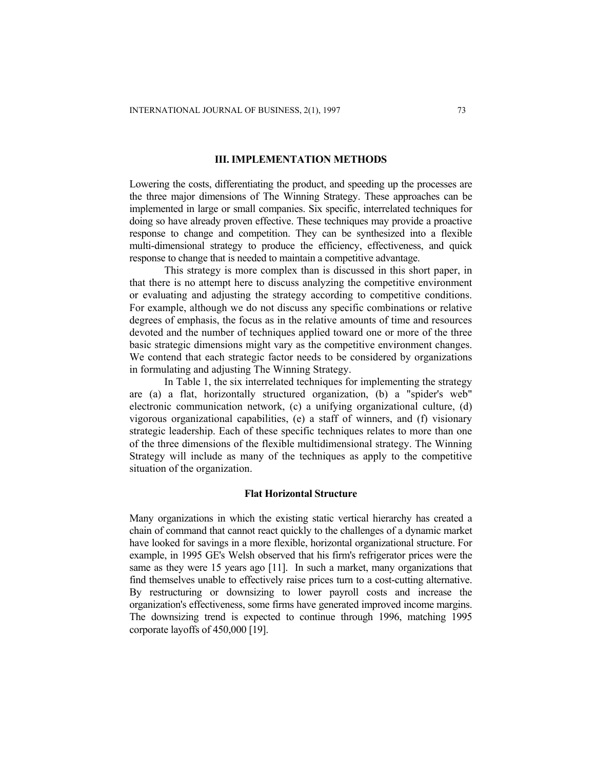## III. IMPLEMENTATION METHODS

Lowering the costs, differentiating the product, and speeding up the processes are the three major dimensions of The Winning Strategy. These approaches can be implemented in large or small companies. Six specific, interrelated techniques for doing so have already proven effective. These techniques may provide a proactive response to change and competition. They can be synthesized into a flexible multi-dimensional strategy to produce the efficiency, effectiveness, and quick response to change that is needed to maintain a competitive advantage.

This strategy is more complex than is discussed in this short paper, in that there is no attempt here to discuss analyzing the competitive environment or evaluating and adjusting the strategy according to competitive conditions. For example, although we do not discuss any specific combinations or relative degrees of emphasis, the focus as in the relative amounts of time and resources devoted and the number of techniques applied toward one or more of the three basic strategic dimensions might vary as the competitive environment changes. We contend that each strategic factor needs to be considered by organizations in formulating and adjusting The Winning Strategy.

In Table 1, the six interrelated techniques for implementing the strategy are (a) a flat, horizontally structured organization, (b) a "spider's web" electronic communication network, (c) a unifying organizational culture, (d) vigorous organizational capabilities, (e) a staff of winners, and (f) visionary strategic leadership. Each of these specific techniques relates to more than one of the three dimensions of the flexible multidimensional strategy. The Winning Strategy will include as many of the techniques as apply to the competitive situation of the organization.

### Flat Horizontal Structure

Many organizations in which the existing static vertical hierarchy has created a chain of command that cannot react quickly to the challenges of a dynamic market have looked for savings in a more flexible, horizontal organizational structure. For example, in 1995 GE's Welsh observed that his firm's refrigerator prices were the same as they were 15 years ago [11]. In such a market, many organizations that find themselves unable to effectively raise prices turn to a cost-cutting alternative. By restructuring or downsizing to lower payroll costs and increase the organization's effectiveness, some firms have generated improved income margins. The downsizing trend is expected to continue through 1996, matching 1995 corporate layoffs of 450,000 [19].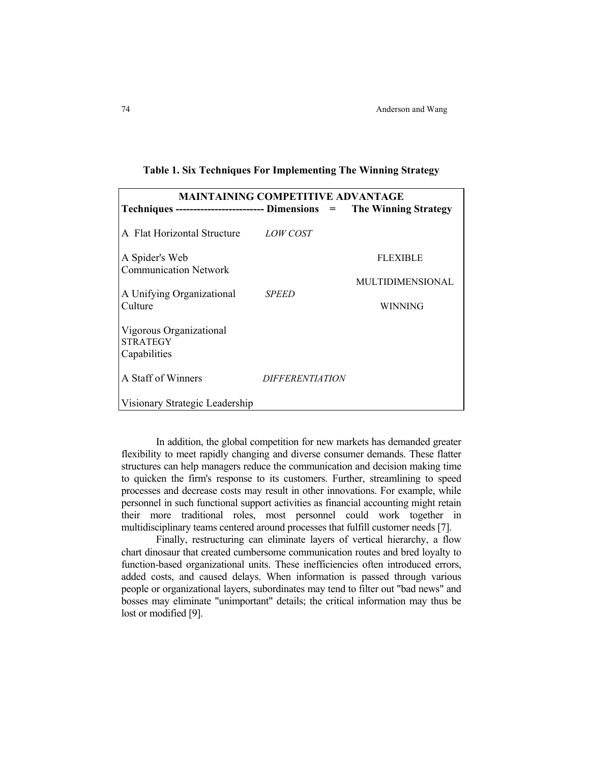**Table 1. Six Techniques For Implementing The Winning Strategy**

| MAINTAINING COMPETITIVE ADVANTAGE | | |
|---|---|---|
| **Techniques ------------------------** | **Dimensions =** | **The Winning Strategy** |
| A Flat Horizontal Structure | *LOW COST* | |
| A Spider's Web Communication Network | | FLEXIBLE |
| | | MULTIDIMENSIONAL |
| A Unifying Organizational Culture | *SPEED* | WINNING |
| Vigorous Organizational STRATEGY Capabilities | | |
| A Staff of Winners | *DIFFERENTIATION* | |
| Visionary Strategic Leadership | | |

In addition, the global competition for new markets has demanded greater flexibility to meet rapidly changing and diverse consumer demands. These flatter structures can help managers reduce the communication and decision making time to quicken the firm's response to its customers. Further, streamlining to speed processes and decrease costs may result in other innovations. For example, while personnel in such functional support activities as financial accounting might retain their more traditional roles, most personnel could work together in multidisciplinary teams centered around processes that fulfill customer needs [7].

Finally, restructuring can eliminate layers of vertical hierarchy, a flow chart dinosaur that created cumbersome communication routes and bred loyalty to function-based organizational units. These inefficiencies often introduced errors, added costs, and caused delays. When information is passed through various people or organizational layers, subordinates may tend to filter out "bad news" and bosses may eliminate "unimportant" details; the critical information may thus be lost or modified [9].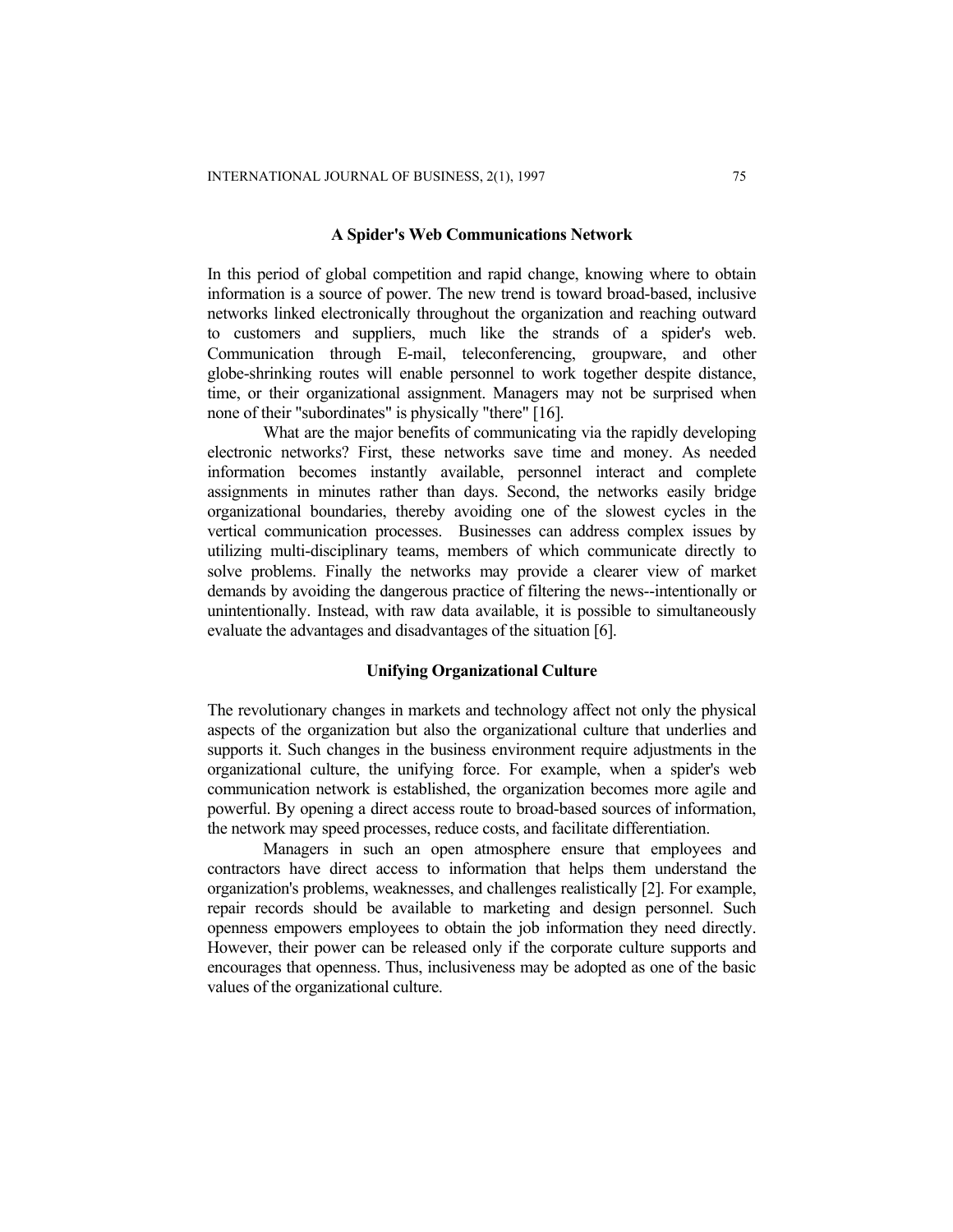### A Spider's Web Communications Network

In this period of global competition and rapid change, knowing where to obtain information is a source of power. The new trend is toward broad-based, inclusive networks linked electronically throughout the organization and reaching outward to customers and suppliers, much like the strands of a spider's web. Communication through E-mail, teleconferencing, groupware, and other globe-shrinking routes will enable personnel to work together despite distance, time, or their organizational assignment. Managers may not be surprised when none of their "subordinates" is physically "there" [16].

What are the major benefits of communicating via the rapidly developing electronic networks? First, these networks save time and money. As needed information becomes instantly available, personnel interact and complete assignments in minutes rather than days. Second, the networks easily bridge organizational boundaries, thereby avoiding one of the slowest cycles in the vertical communication processes. Businesses can address complex issues by utilizing multi-disciplinary teams, members of which communicate directly to solve problems. Finally the networks may provide a clearer view of market demands by avoiding the dangerous practice of filtering the news--intentionally or unintentionally. Instead, with raw data available, it is possible to simultaneously evaluate the advantages and disadvantages of the situation [6].

### Unifying Organizational Culture

The revolutionary changes in markets and technology affect not only the physical aspects of the organization but also the organizational culture that underlies and supports it. Such changes in the business environment require adjustments in the organizational culture, the unifying force. For example, when a spider's web communication network is established, the organization becomes more agile and powerful. By opening a direct access route to broad-based sources of information, the network may speed processes, reduce costs, and facilitate differentiation.

Managers in such an open atmosphere ensure that employees and contractors have direct access to information that helps them understand the organization's problems, weaknesses, and challenges realistically [2]. For example, repair records should be available to marketing and design personnel. Such openness empowers employees to obtain the job information they need directly. However, their power can be released only if the corporate culture supports and encourages that openness. Thus, inclusiveness may be adopted as one of the basic values of the organizational culture.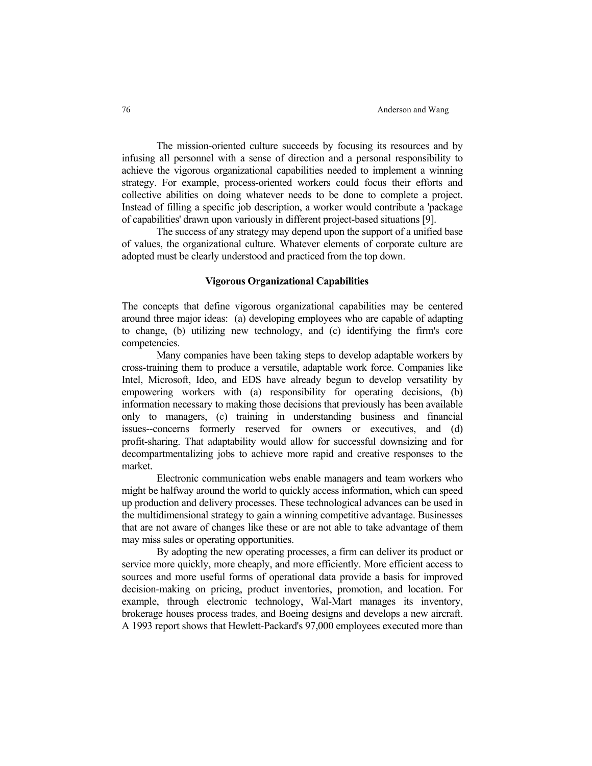The mission-oriented culture succeeds by focusing its resources and by infusing all personnel with a sense of direction and a personal responsibility to achieve the vigorous organizational capabilities needed to implement a winning strategy. For example, process-oriented workers could focus their efforts and collective abilities on doing whatever needs to be done to complete a project. Instead of filling a specific job description, a worker would contribute a 'package of capabilities' drawn upon variously in different project-based situations [9].

The success of any strategy may depend upon the support of a unified base of values, the organizational culture. Whatever elements of corporate culture are adopted must be clearly understood and practiced from the top down.

## Vigorous Organizational Capabilities

The concepts that define vigorous organizational capabilities may be centered around three major ideas: (a) developing employees who are capable of adapting to change, (b) utilizing new technology, and (c) identifying the firm's core competencies.

Many companies have been taking steps to develop adaptable workers by cross-training them to produce a versatile, adaptable work force. Companies like Intel, Microsoft, Ideo, and EDS have already begun to develop versatility by empowering workers with (a) responsibility for operating decisions, (b) information necessary to making those decisions that previously has been available only to managers, (c) training in understanding business and financial issues--concerns formerly reserved for owners or executives, and (d) profit-sharing. That adaptability would allow for successful downsizing and for decompartmentalizing jobs to achieve more rapid and creative responses to the market.

Electronic communication webs enable managers and team workers who might be halfway around the world to quickly access information, which can speed up production and delivery processes. These technological advances can be used in the multidimensional strategy to gain a winning competitive advantage. Businesses that are not aware of changes like these or are not able to take advantage of them may miss sales or operating opportunities.

By adopting the new operating processes, a firm can deliver its product or service more quickly, more cheaply, and more efficiently. More efficient access to sources and more useful forms of operational data provide a basis for improved decision-making on pricing, product inventories, promotion, and location. For example, through electronic technology, Wal-Mart manages its inventory, brokerage houses process trades, and Boeing designs and develops a new aircraft. A 1993 report shows that Hewlett-Packard's 97,000 employees executed more than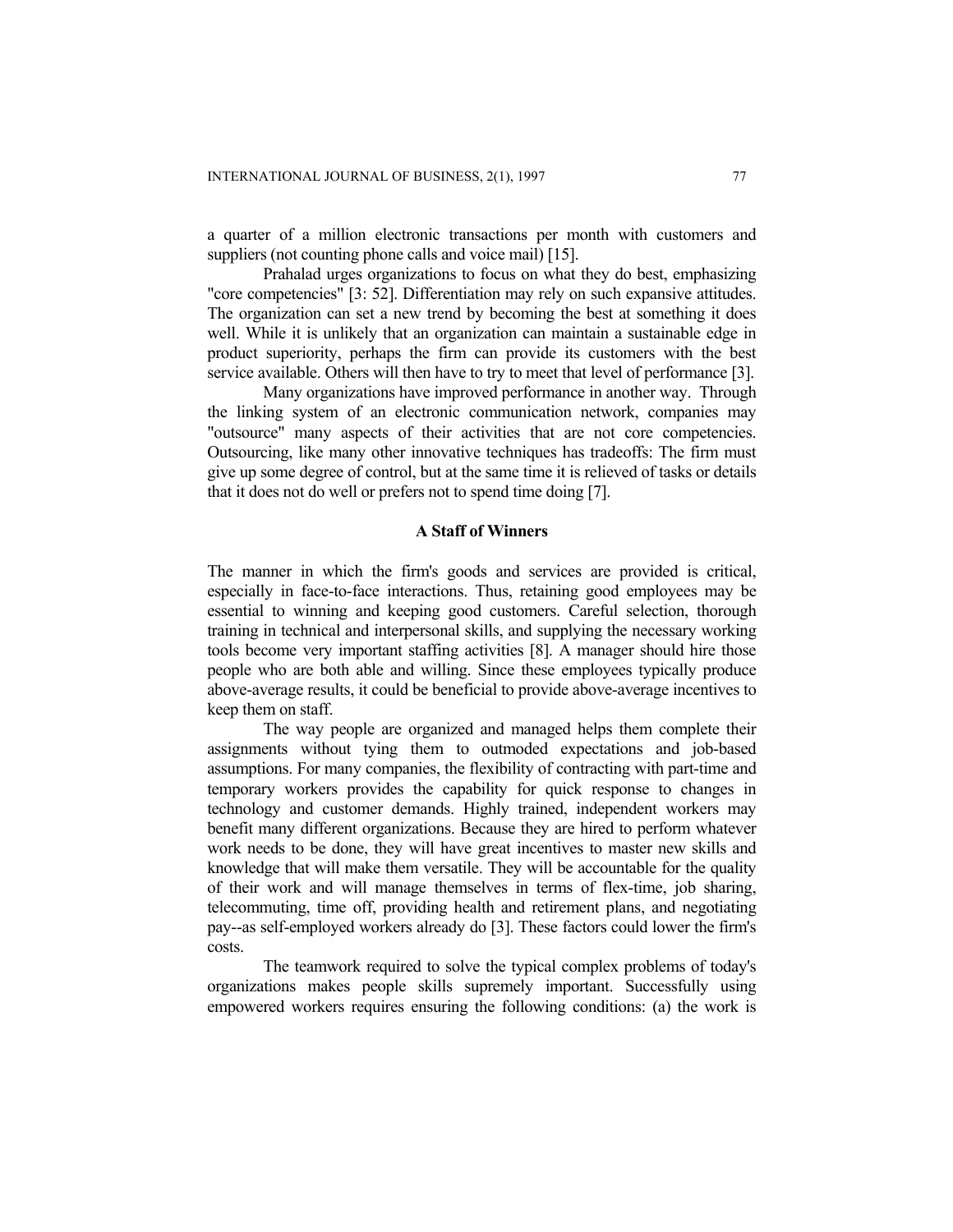a quarter of a million electronic transactions per month with customers and suppliers (not counting phone calls and voice mail) [15].

Prahalad urges organizations to focus on what they do best, emphasizing "core competencies" [3: 52]. Differentiation may rely on such expansive attitudes. The organization can set a new trend by becoming the best at something it does well. While it is unlikely that an organization can maintain a sustainable edge in product superiority, perhaps the firm can provide its customers with the best service available. Others will then have to try to meet that level of performance [3].

Many organizations have improved performance in another way. Through the linking system of an electronic communication network, companies may "outsource" many aspects of their activities that are not core competencies. Outsourcing, like many other innovative techniques has tradeoffs: The firm must give up some degree of control, but at the same time it is relieved of tasks or details that it does not do well or prefers not to spend time doing [7].

## A Staff of Winners

The manner in which the firm's goods and services are provided is critical, especially in face-to-face interactions. Thus, retaining good employees may be essential to winning and keeping good customers. Careful selection, thorough training in technical and interpersonal skills, and supplying the necessary working tools become very important staffing activities [8]. A manager should hire those people who are both able and willing. Since these employees typically produce above-average results, it could be beneficial to provide above-average incentives to keep them on staff.

The way people are organized and managed helps them complete their assignments without tying them to outmoded expectations and job-based assumptions. For many companies, the flexibility of contracting with part-time and temporary workers provides the capability for quick response to changes in technology and customer demands. Highly trained, independent workers may benefit many different organizations. Because they are hired to perform whatever work needs to be done, they will have great incentives to master new skills and knowledge that will make them versatile. They will be accountable for the quality of their work and will manage themselves in terms of flex-time, job sharing, telecommuting, time off, providing health and retirement plans, and negotiating pay--as self-employed workers already do [3]. These factors could lower the firm's costs.

The teamwork required to solve the typical complex problems of today's organizations makes people skills supremely important. Successfully using empowered workers requires ensuring the following conditions: (a) the work is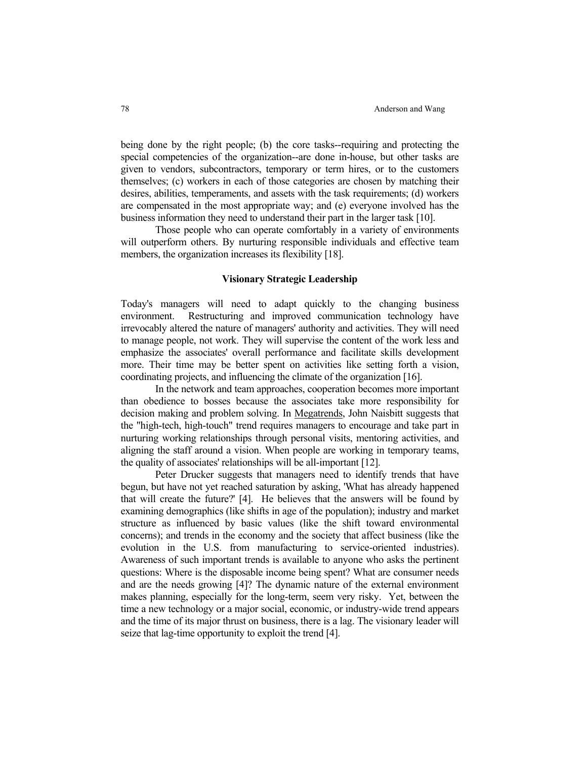being done by the right people; (b) the core tasks--requiring and protecting the special competencies of the organization--are done in-house, but other tasks are given to vendors, subcontractors, temporary or term hires, or to the customers themselves; (c) workers in each of those categories are chosen by matching their desires, abilities, temperaments, and assets with the task requirements; (d) workers are compensated in the most appropriate way; and (e) everyone involved has the business information they need to understand their part in the larger task [10].

Those people who can operate comfortably in a variety of environments will outperform others. By nurturing responsible individuals and effective team members, the organization increases its flexibility [18].

## Visionary Strategic Leadership

Today's managers will need to adapt quickly to the changing business environment. Restructuring and improved communication technology have irrevocably altered the nature of managers' authority and activities. They will need to manage people, not work. They will supervise the content of the work less and emphasize the associates' overall performance and facilitate skills development more. Their time may be better spent on activities like setting forth a vision, coordinating projects, and influencing the climate of the organization [16].

In the network and team approaches, cooperation becomes more important than obedience to bosses because the associates take more responsibility for decision making and problem solving. In Megatrends, John Naisbitt suggests that the "high-tech, high-touch" trend requires managers to encourage and take part in nurturing working relationships through personal visits, mentoring activities, and aligning the staff around a vision. When people are working in temporary teams, the quality of associates' relationships will be all-important [12].

Peter Drucker suggests that managers need to identify trends that have begun, but have not yet reached saturation by asking, 'What has already happened that will create the future?' [4]. He believes that the answers will be found by examining demographics (like shifts in age of the population); industry and market structure as influenced by basic values (like the shift toward environmental concerns); and trends in the economy and the society that affect business (like the evolution in the U.S. from manufacturing to service-oriented industries). Awareness of such important trends is available to anyone who asks the pertinent questions: Where is the disposable income being spent? What are consumer needs and are the needs growing [4]? The dynamic nature of the external environment makes planning, especially for the long-term, seem very risky. Yet, between the time a new technology or a major social, economic, or industry-wide trend appears and the time of its major thrust on business, there is a lag. The visionary leader will seize that lag-time opportunity to exploit the trend [4].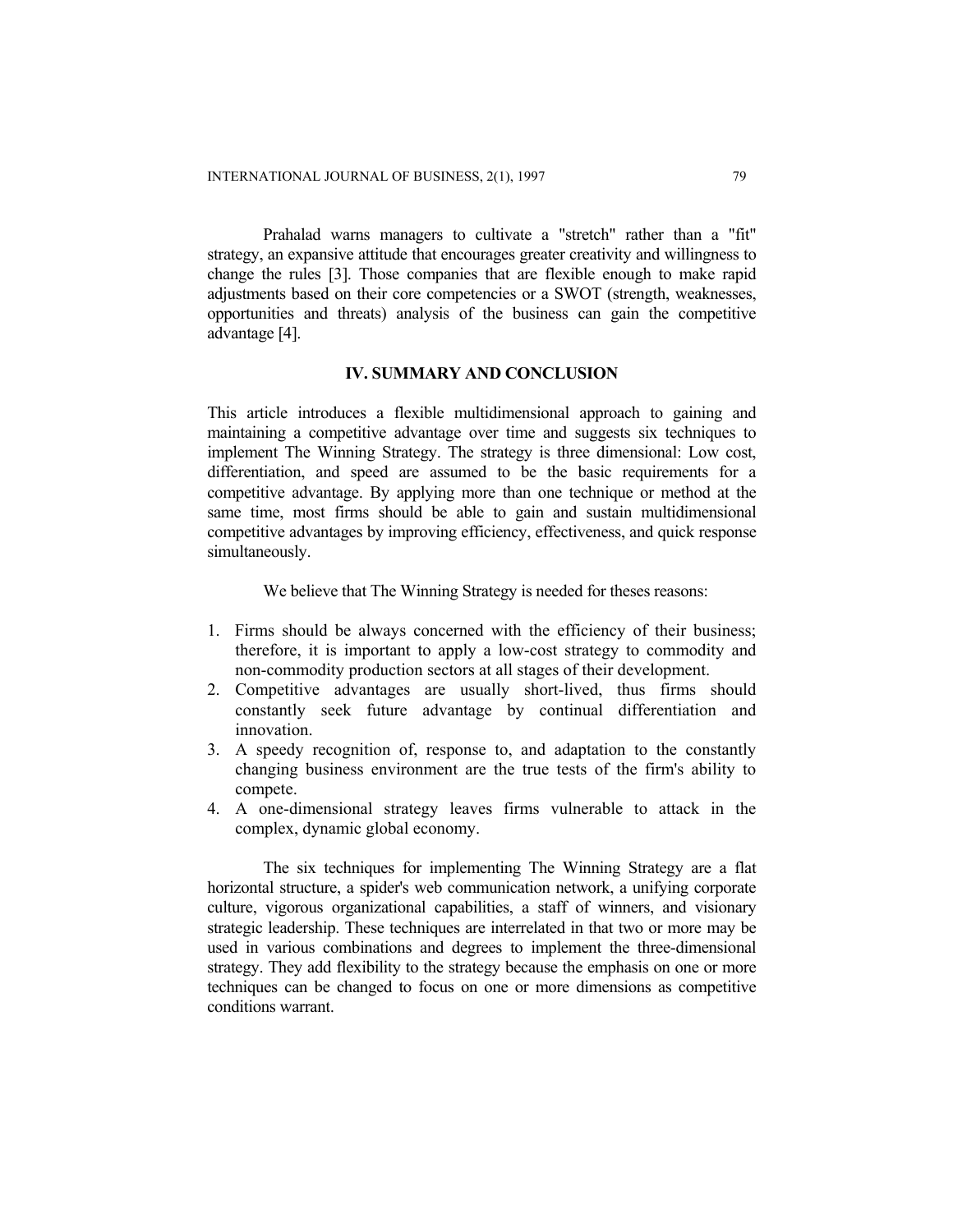Prahalad warns managers to cultivate a "stretch" rather than a "fit" strategy, an expansive attitude that encourages greater creativity and willingness to change the rules [3]. Those companies that are flexible enough to make rapid adjustments based on their core competencies or a SWOT (strength, weaknesses, opportunities and threats) analysis of the business can gain the competitive advantage [4].

## IV. SUMMARY AND CONCLUSION

This article introduces a flexible multidimensional approach to gaining and maintaining a competitive advantage over time and suggests six techniques to implement The Winning Strategy. The strategy is three dimensional: Low cost, differentiation, and speed are assumed to be the basic requirements for a competitive advantage. By applying more than one technique or method at the same time, most firms should be able to gain and sustain multidimensional competitive advantages by improving efficiency, effectiveness, and quick response simultaneously.

We believe that The Winning Strategy is needed for theses reasons:

1. Firms should be always concerned with the efficiency of their business; therefore, it is important to apply a low-cost strategy to commodity and non-commodity production sectors at all stages of their development.
2. Competitive advantages are usually short-lived, thus firms should constantly seek future advantage by continual differentiation and innovation.
3. A speedy recognition of, response to, and adaptation to the constantly changing business environment are the true tests of the firm's ability to compete.
4. A one-dimensional strategy leaves firms vulnerable to attack in the complex, dynamic global economy.

The six techniques for implementing The Winning Strategy are a flat horizontal structure, a spider's web communication network, a unifying corporate culture, vigorous organizational capabilities, a staff of winners, and visionary strategic leadership. These techniques are interrelated in that two or more may be used in various combinations and degrees to implement the three-dimensional strategy. They add flexibility to the strategy because the emphasis on one or more techniques can be changed to focus on one or more dimensions as competitive conditions warrant.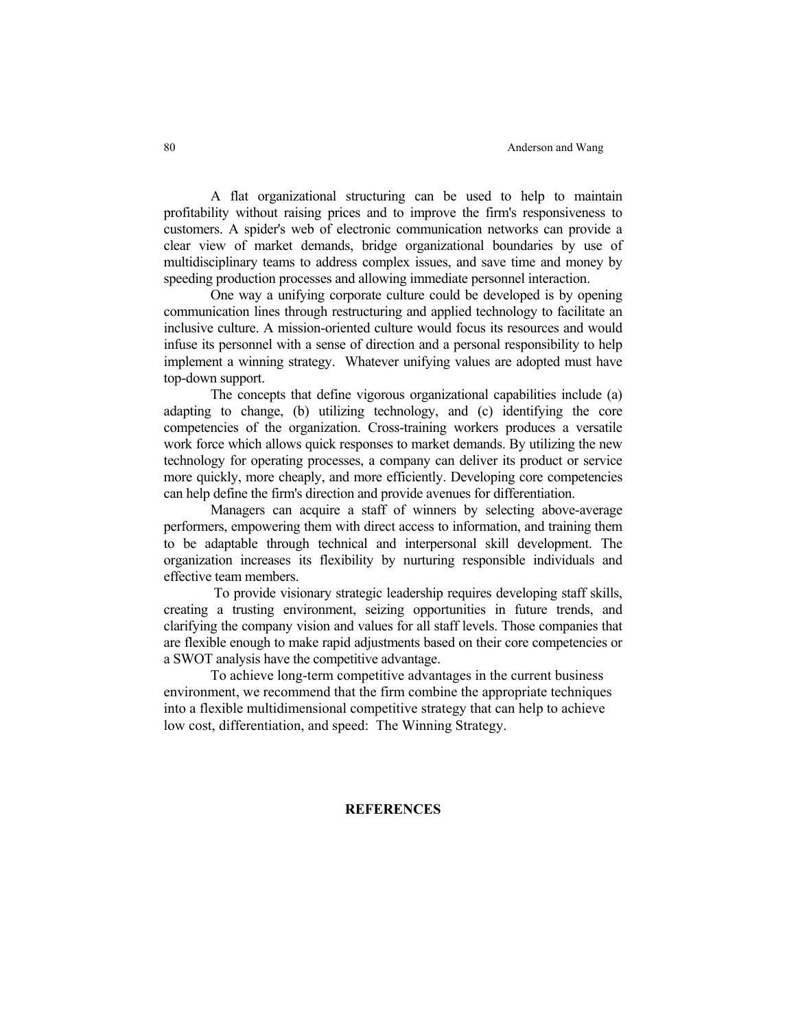A flat organizational structuring can be used to help to maintain profitability without raising prices and to improve the firm's responsiveness to customers. A spider's web of electronic communication networks can provide a clear view of market demands, bridge organizational boundaries by use of multidisciplinary teams to address complex issues, and save time and money by speeding production processes and allowing immediate personnel interaction.

One way a unifying corporate culture could be developed is by opening communication lines through restructuring and applied technology to facilitate an inclusive culture. A mission-oriented culture would focus its resources and would infuse its personnel with a sense of direction and a personal responsibility to help implement a winning strategy. Whatever unifying values are adopted must have top-down support.

The concepts that define vigorous organizational capabilities include (a) adapting to change, (b) utilizing technology, and (c) identifying the core competencies of the organization. Cross-training workers produces a versatile work force which allows quick responses to market demands. By utilizing the new technology for operating processes, a company can deliver its product or service more quickly, more cheaply, and more efficiently. Developing core competencies can help define the firm's direction and provide avenues for differentiation.

Managers can acquire a staff of winners by selecting above-average performers, empowering them with direct access to information, and training them to be adaptable through technical and interpersonal skill development. The organization increases its flexibility by nurturing responsible individuals and effective team members.

To provide visionary strategic leadership requires developing staff skills, creating a trusting environment, seizing opportunities in future trends, and clarifying the company vision and values for all staff levels. Those companies that are flexible enough to make rapid adjustments based on their core competencies or a SWOT analysis have the competitive advantage.

To achieve long-term competitive advantages in the current business environment, we recommend that the firm combine the appropriate techniques into a flexible multidimensional competitive strategy that can help to achieve low cost, differentiation, and speed: The Winning Strategy.

## REFERENCES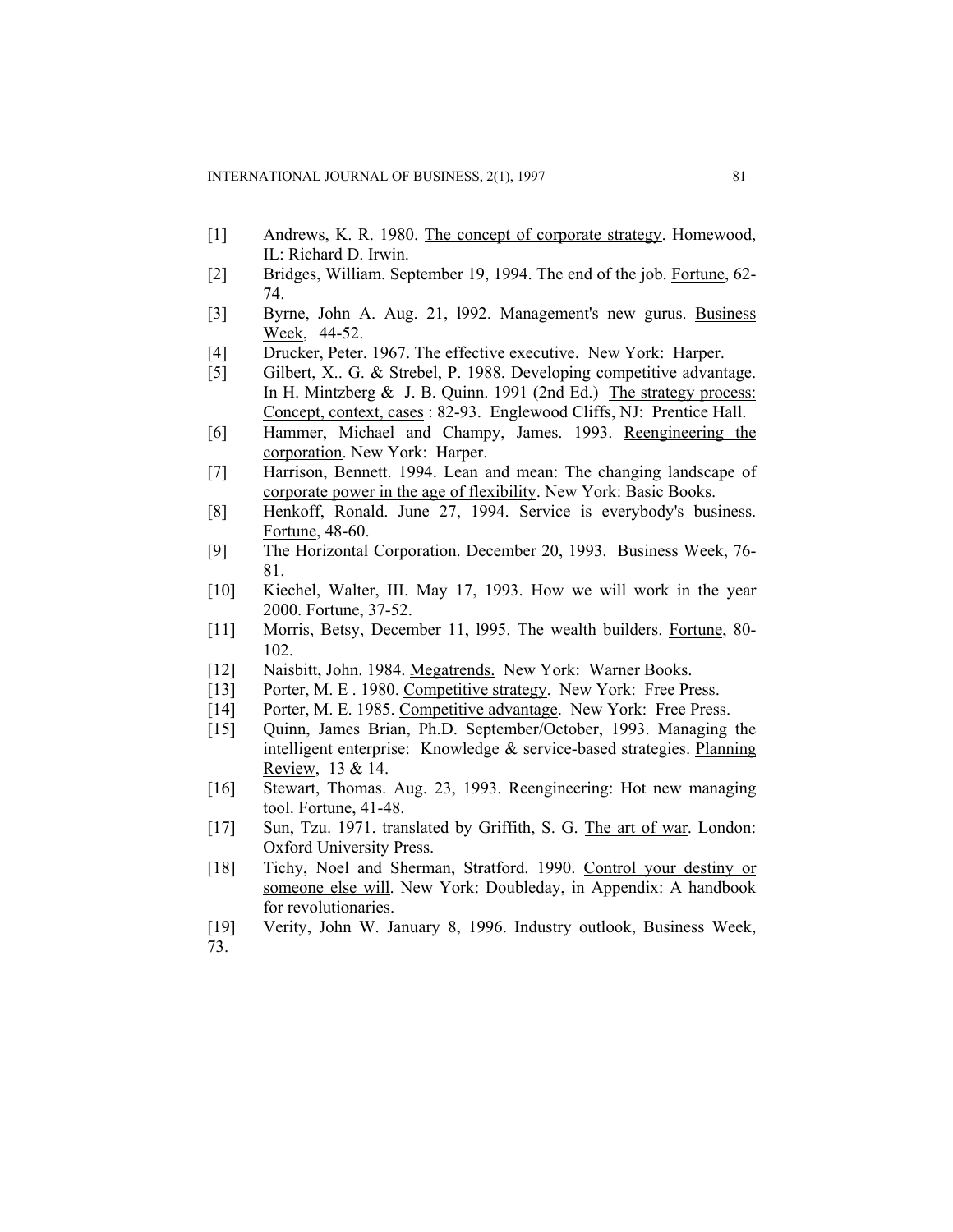[1] Andrews, K. R. 1980. The concept of corporate strategy. Homewood, IL: Richard D. Irwin.

[2] Bridges, William. September 19, 1994. The end of the job. Fortune, 62-74.

[3] Byrne, John A. Aug. 21, l992. Management's new gurus. Business Week, 44-52.

[4] Drucker, Peter. 1967. The effective executive. New York: Harper.

[5] Gilbert, X.. G. & Strebel, P. 1988. Developing competitive advantage. In H. Mintzberg & J. B. Quinn. 1991 (2nd Ed.) The strategy process: Concept, context, cases : 82-93. Englewood Cliffs, NJ: Prentice Hall.

[6] Hammer, Michael and Champy, James. 1993. Reengineering the corporation. New York: Harper.

[7] Harrison, Bennett. 1994. Lean and mean: The changing landscape of corporate power in the age of flexibility. New York: Basic Books.

[8] Henkoff, Ronald. June 27, 1994. Service is everybody's business. Fortune, 48-60.

[9] The Horizontal Corporation. December 20, 1993. Business Week, 76-81.

[10] Kiechel, Walter, III. May 17, 1993. How we will work in the year 2000. Fortune, 37-52.

[11] Morris, Betsy, December 11, l995. The wealth builders. Fortune, 80-102.

[12] Naisbitt, John. 1984. Megatrends. New York: Warner Books.

[13] Porter, M. E . 1980. Competitive strategy. New York: Free Press.

[14] Porter, M. E. 1985. Competitive advantage. New York: Free Press.

[15] Quinn, James Brian, Ph.D. September/October, 1993. Managing the intelligent enterprise: Knowledge & service-based strategies. Planning Review, 13 & 14.

[16] Stewart, Thomas. Aug. 23, 1993. Reengineering: Hot new managing tool. Fortune, 41-48.

[17] Sun, Tzu. 1971. translated by Griffith, S. G. The art of war. London: Oxford University Press.

[18] Tichy, Noel and Sherman, Stratford. 1990. Control your destiny or someone else will. New York: Doubleday, in Appendix: A handbook for revolutionaries.

[19] Verity, John W. January 8, 1996. Industry outlook, Business Week, 73.